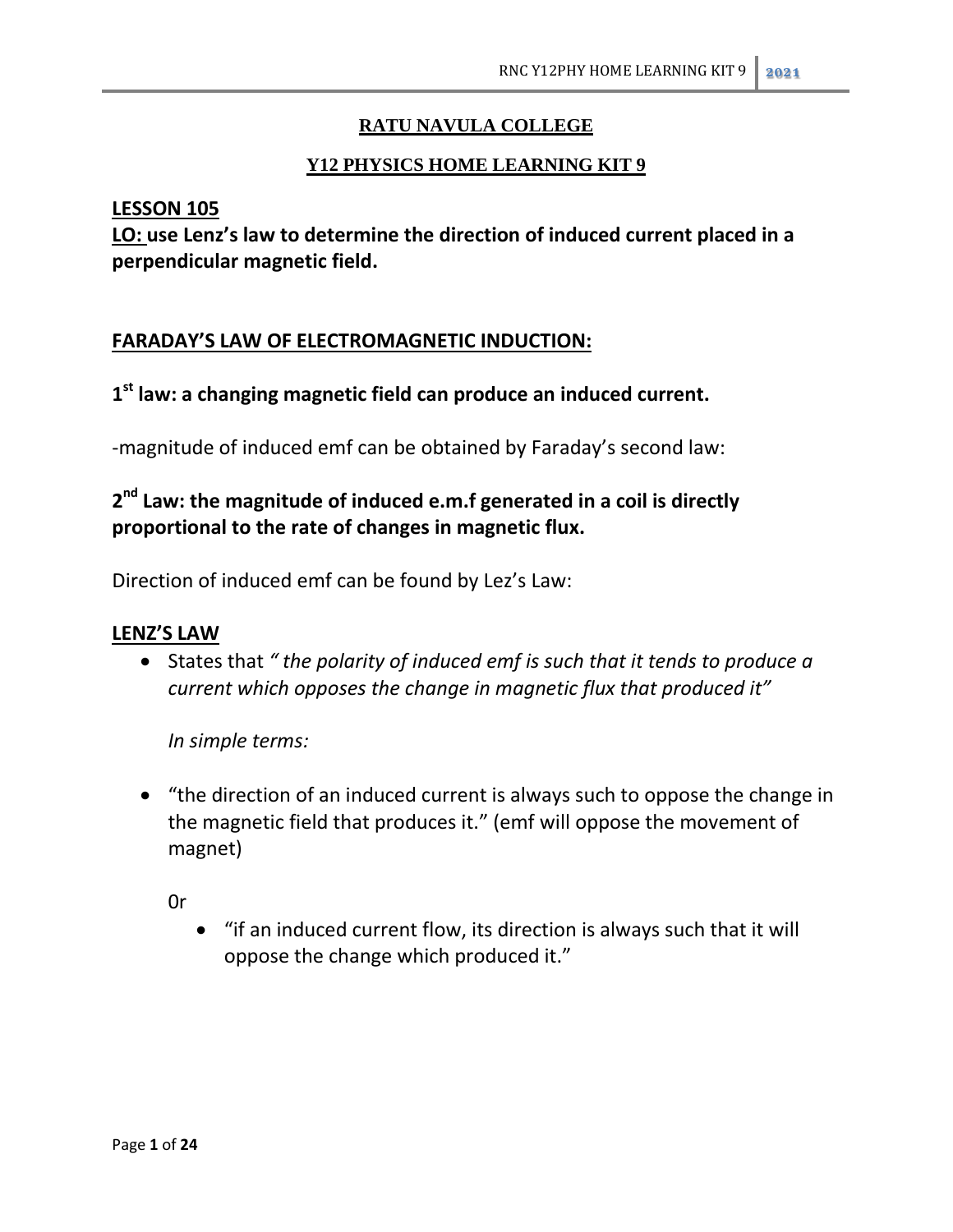**RATU NAVULA COLLEGE**

**Y12 PHYSICS HOME LEARNING KIT 9**

**LESSON 105**

**LO: use Lenz's law to determine the direction of induced current placed in a perpendicular magnetic field.**

## FARADAY'S LAW OF ELECTROMAGNETIC INDUCTION:

**1st law: a changing magnetic field can produce an induced current.**

-magnitude of induced emf can be obtained by Faraday's second law:

**2nd Law: the magnitude of induced e.m.f generated in a coil is directly proportional to the rate of changes in magnetic flux.**

Direction of induced emf can be found by Lez's Law:

## LENZ'S LAW

- States that *" the polarity of induced emf is such that it tends to produce a current which opposes the change in magnetic flux that produced it"*

  *In simple terms:*

- "the direction of an induced current is always such to oppose the change in the magnetic field that produces it." (emf will oppose the movement of magnet)

  Or

  - "if an induced current flow, its direction is always such that it will oppose the change which produced it."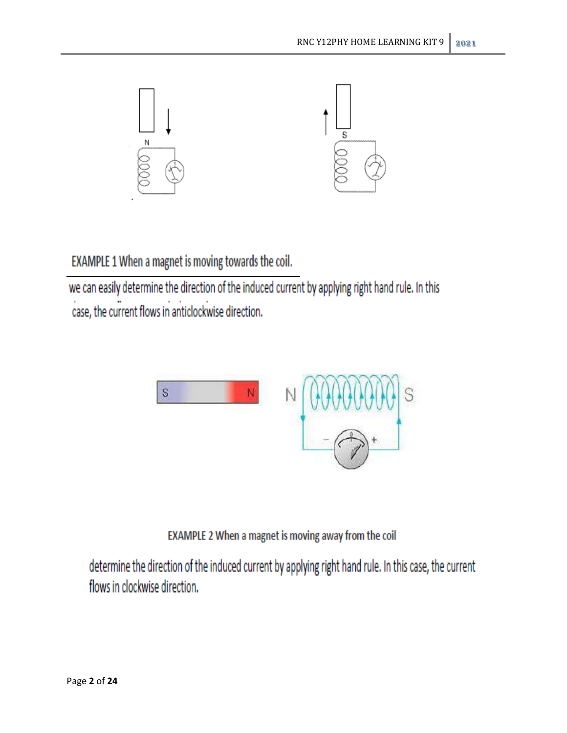**EXAMPLE 1 When a magnet is moving towards the coil.**

we can easily determine the direction of the induced current by applying right hand rule. In this case, the current flows in anticlockwise direction.

**EXAMPLE 2 When a magnet is moving away from the coil**

determine the direction of the induced current by applying right hand rule. In this case, the current flows in clockwise direction.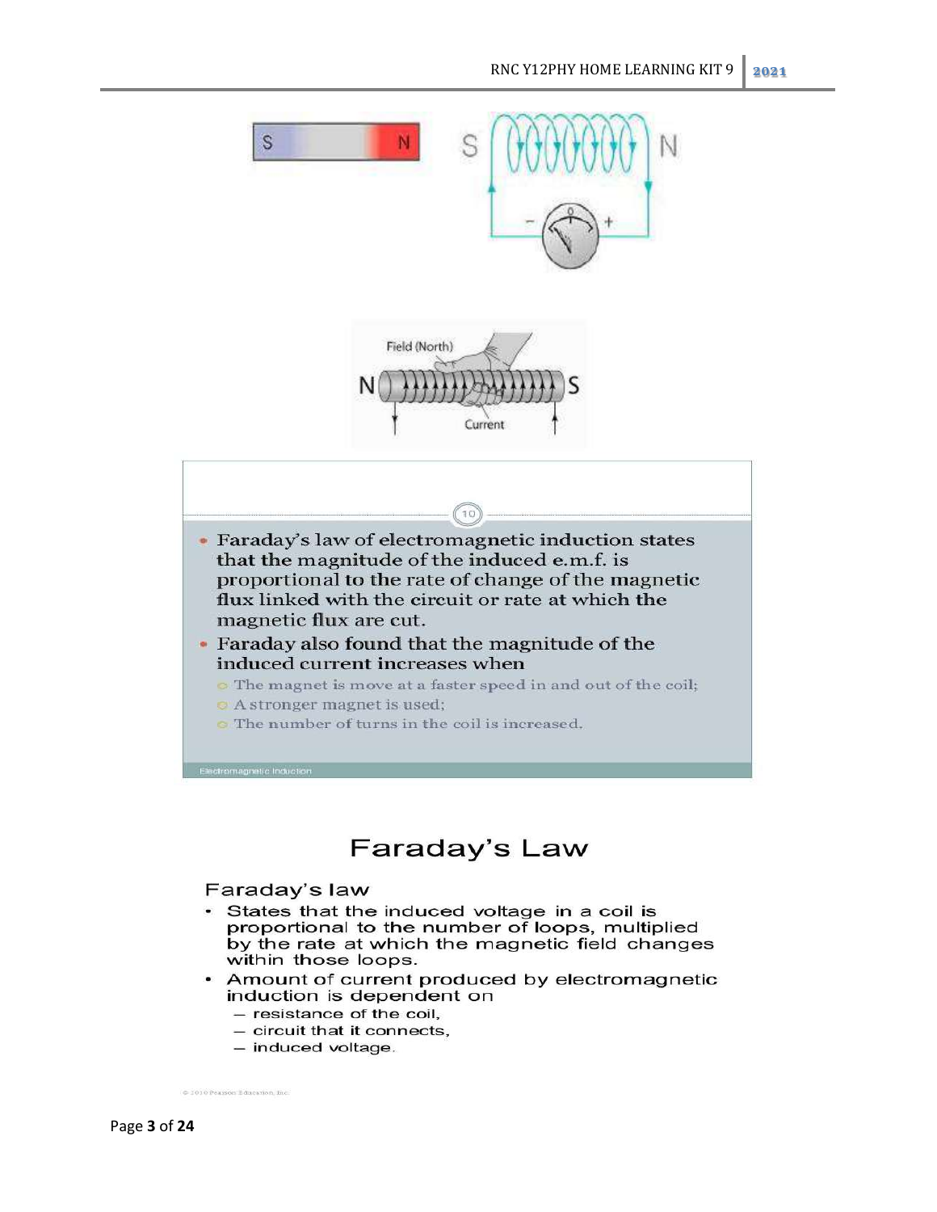- Faraday's law of electromagnetic induction states that the magnitude of the induced e.m.f. is proportional to the rate of change of the magnetic flux linked with the circuit or rate at which the magnetic flux are cut.
- Faraday also found that the magnitude of the induced current increases when
  - The magnet is move at a faster speed in and out of the coil;
  - A stronger magnet is used;
  - The number of turns in the coil is increased.

# Faraday's Law

## Faraday's law

- States that the induced voltage in a coil is proportional to the number of loops, multiplied by the rate at which the magnetic field changes within those loops.
- Amount of current produced by electromagnetic induction is dependent on
  - resistance of the coil,
  - circuit that it connects,
  - induced voltage.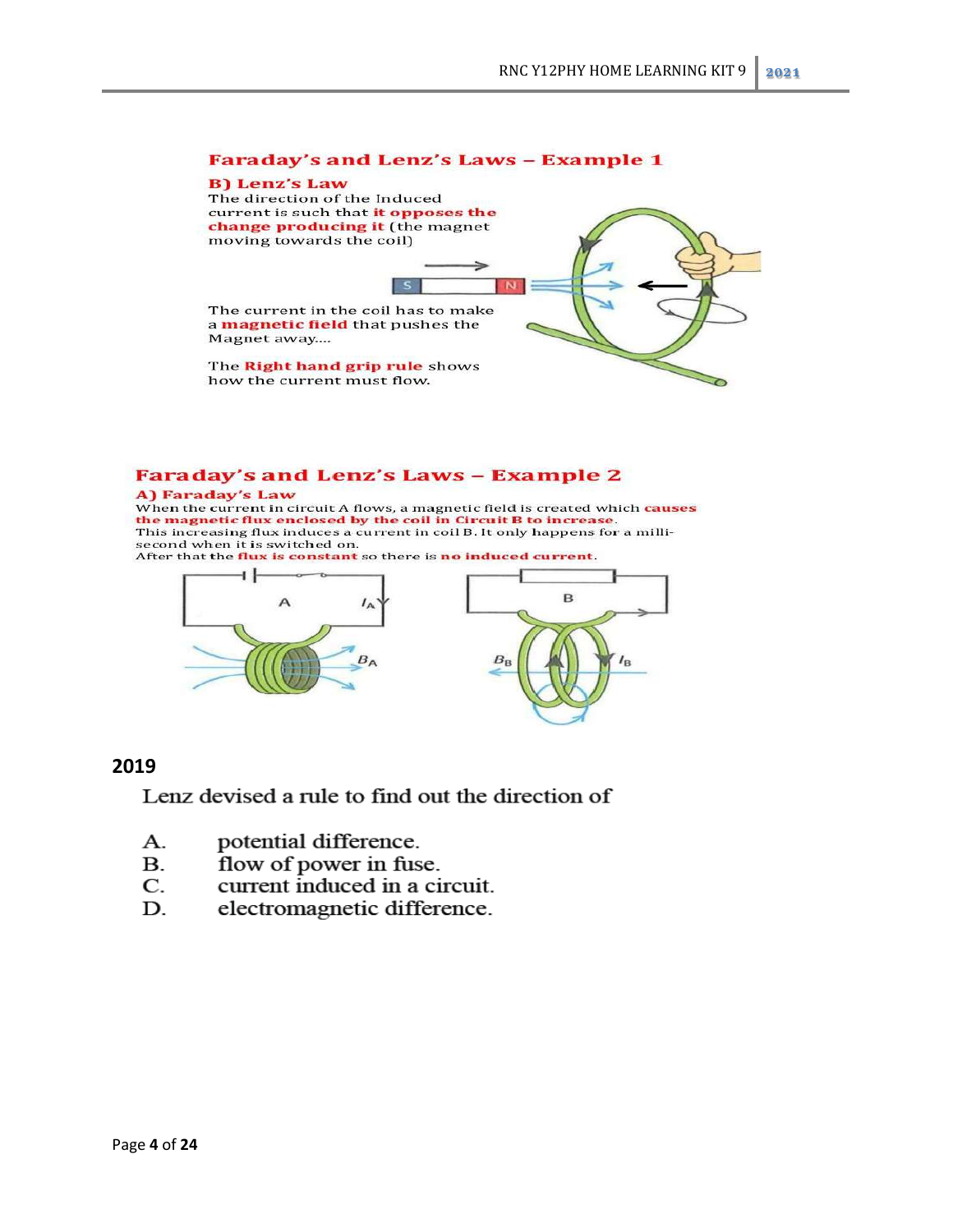## Faraday's and Lenz's Laws – Example 1

### B) Lenz's Law

The direction of the Induced current is such that **it opposes the change producing it** (the magnet moving towards the coil)

S N

The current in the coil has to make a **magnetic field** that pushes the Magnet away....

The **Right hand grip rule** shows how the current must flow.

## Faraday's and Lenz's Laws – Example 2

### A) Faraday's Law

When the current in circuit A flows, a magnetic field is created which **causes the magnetic flux enclosed by the coil in Circuit B to increase**.
This increasing flux induces a current in coil B. It only happens for a milli-second when it is switched on.
After that the **flux is constant** so there is **no induced current**.

A $I_A$ $B_A$

B $B_B$ $I_B$

## 2019

Lenz devised a rule to find out the direction of

A. potential difference.
B. flow of power in fuse.
C. current induced in a circuit.
D. electromagnetic difference.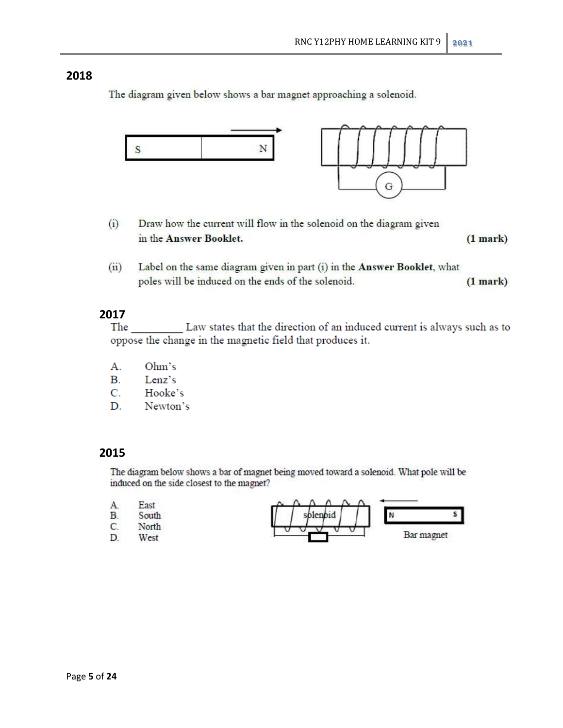## 2018

The diagram given below shows a bar magnet approaching a solenoid.

(i) Draw how the current will flow in the solenoid on the diagram given in the **Answer Booklet.** **(1 mark)**

(ii) Label on the same diagram given in part (i) in the **Answer Booklet**, what poles will be induced on the ends of the solenoid. **(1 mark)**

## 2017

The _________ Law states that the direction of an induced current is always such as to oppose the change in the magnetic field that produces it.

A. Ohm's
B. Lenz's
C. Hooke's
D. Newton's

## 2015

The diagram below shows a bar of magnet being moved toward a solenoid. What pole will be induced on the side closest to the magnet?

A. East
B. South
C. North
D. West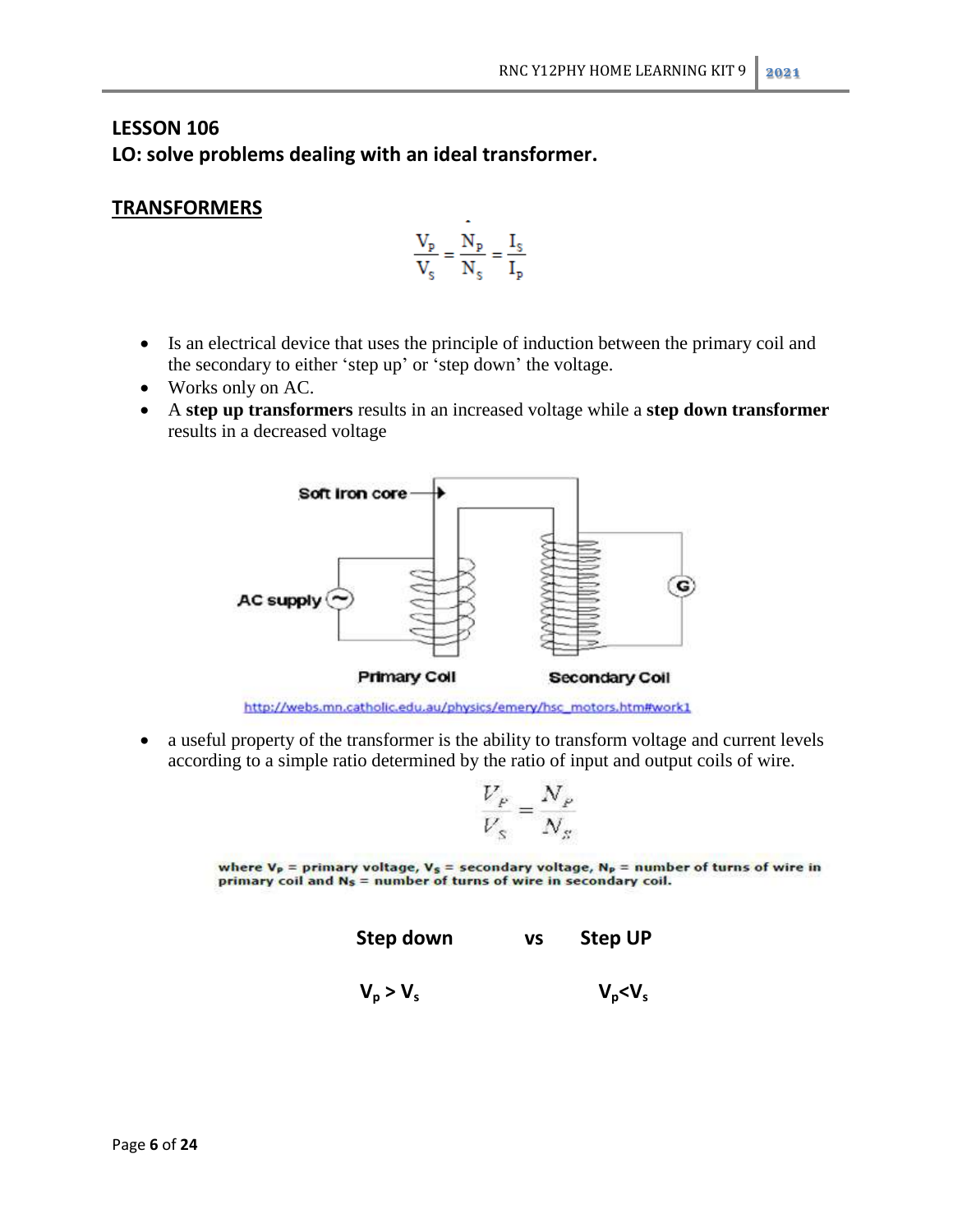## LESSON 106

## LO: solve problems dealing with an ideal transformer.

## TRANSFORMERS

$$\frac{V_P}{V_S} = \frac{N_P}{N_S} = \frac{I_S}{I_P}$$

- Is an electrical device that uses the principle of induction between the primary coil and the secondary to either 'step up' or 'step down' the voltage.
- Works only on AC.
- A **step up transformers** results in an increased voltage while a **step down transformer** results in a decreased voltage

Soft iron core

AC supply

G

Primary Coil

Secondary Coil

http://webs.mn.catholic.edu.au/physics/emery/hsc_motors.htm#work1

- a useful property of the transformer is the ability to transform voltage and current levels according to a simple ratio determined by the ratio of input and output coils of wire.

$$\frac{V_P}{V_S} = \frac{N_P}{N_S}$$

where $V_P$ = primary voltage, $V_S$ = secondary voltage, $N_P$ = number of turns of wire in primary coil and $N_S$ = number of turns of wire in secondary coil.

| **Step down** | **vs** | **Step UP** |
|---|---|---|
| $V_p > V_s$ | | $V_p < V_s$ |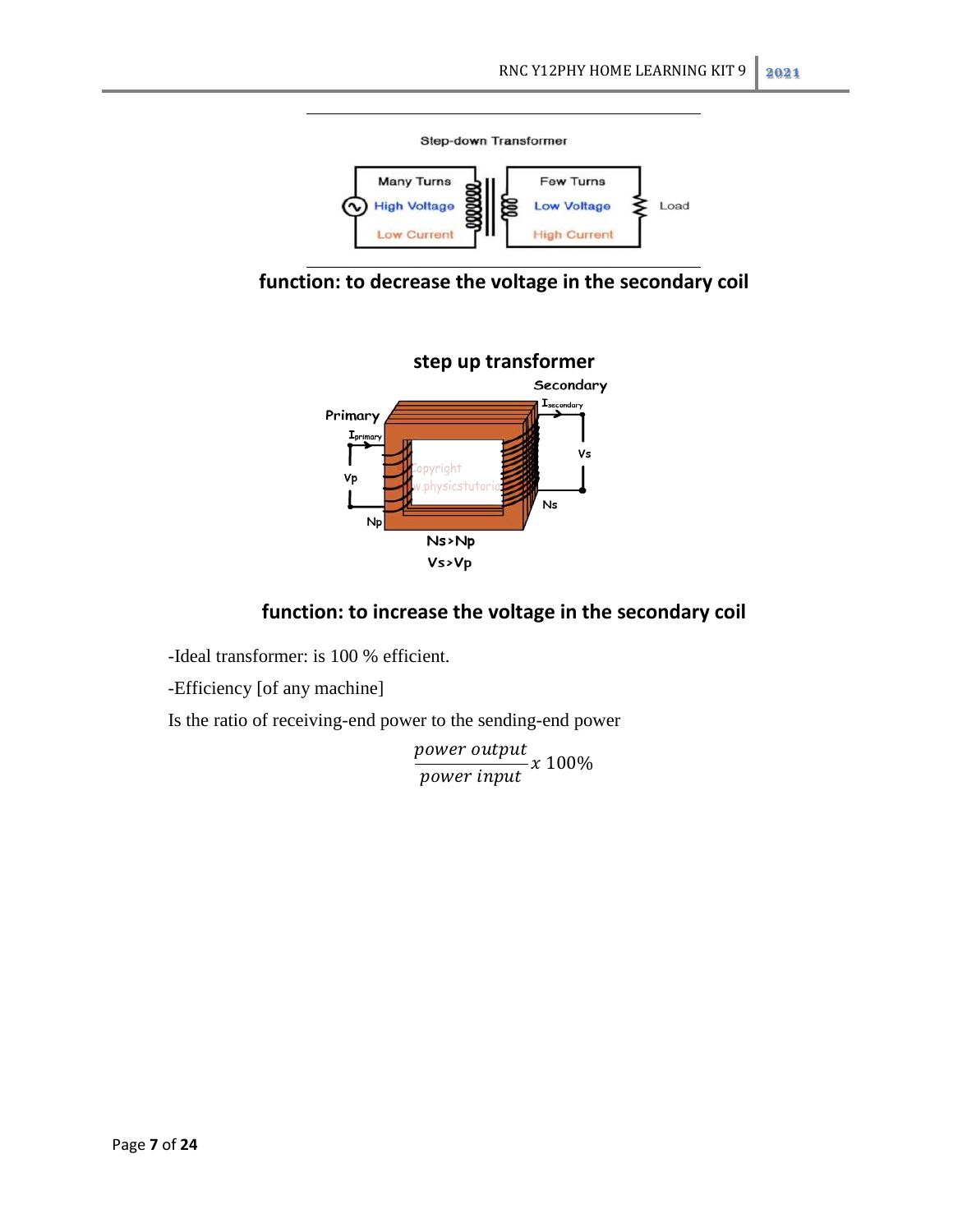Step-down Transformer

Many Turns
High Voltage
Low Current

Few Turns
Low Voltage
High Current

Load

**function: to decrease the voltage in the secondary coil**

**step up transformer**

Secondary

$I_{secondary}$

Primary

$I_{primary}$

Vs

Vp

Np

Ns

$N_s > N_p$

$V_s > V_p$

**function: to increase the voltage in the secondary coil**

-Ideal transformer: is 100 % efficient.

-Efficiency [of any machine]

Is the ratio of receiving-end power to the sending-end power

$$\frac{power\ output}{power\ input} x\ 100\%$$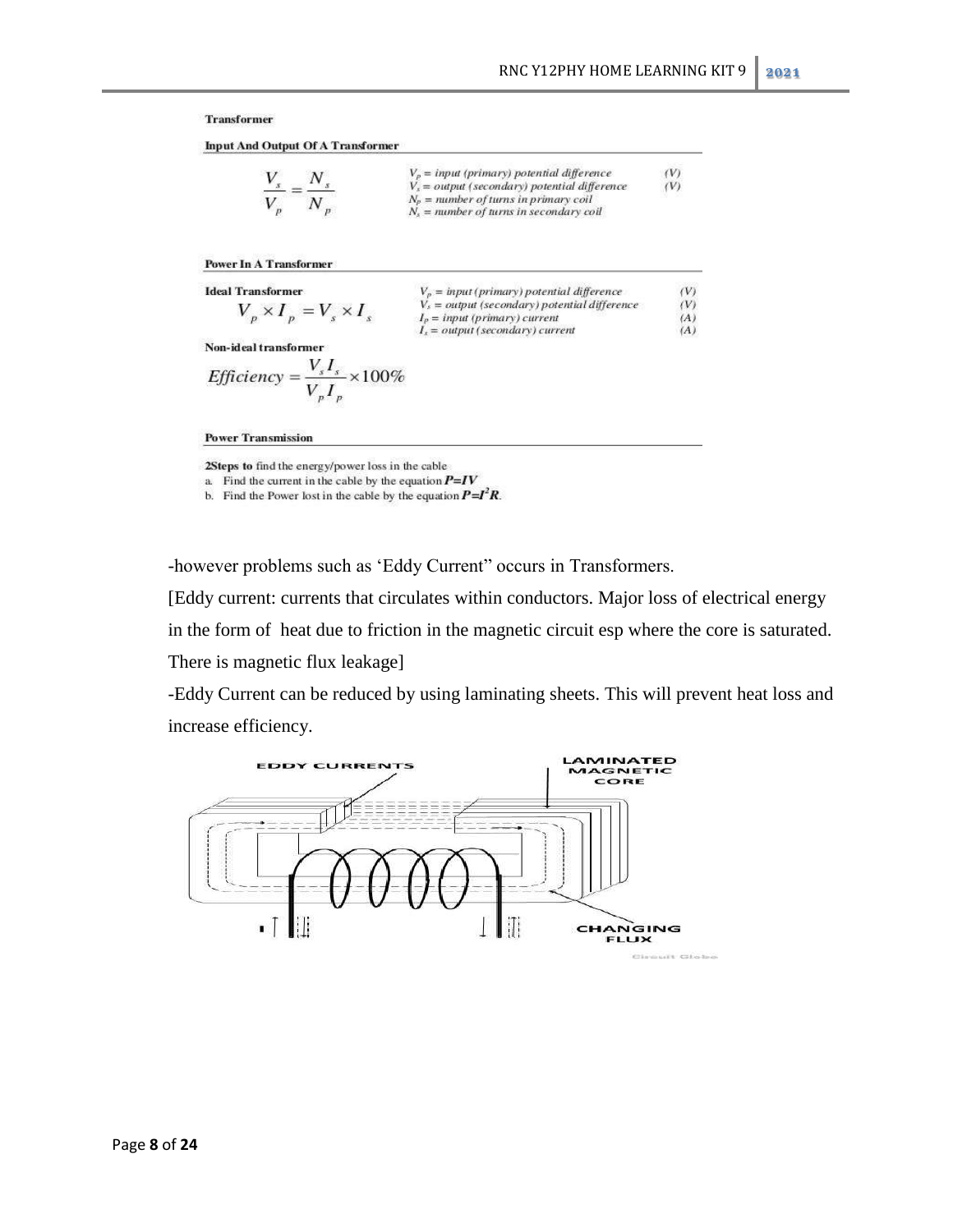**Transformer**

**Input And Output Of A Transformer**

$$\frac{V_s}{V_p} = \frac{N_s}{N_p}$$

$V_p$ = *input (primary) potential difference* (V)
$V_s$ = *output (secondary) potential difference* (V)
$N_p$ = *number of turns in primary coil*
$N_s$ = *number of turns in secondary coil*

**Power In A Transformer**

**Ideal Transformer**

$$V_p \times I_p = V_s \times I_s$$

$V_p$ = *input (primary) potential difference* (V)
$V_s$ = *output (secondary) potential difference* (V)
$I_p$ = *input (primary) current* (A)
$I_s$ = *output (secondary) current* (A)

**Non-ideal transformer**

$$Efficiency = \frac{V_s I_s}{V_p I_p} \times 100\%$$

**Power Transmission**

**2Steps to** find the energy/power loss in the cable

a. Find the current in the cable by the equation $P=IV$
b. Find the Power lost in the cable by the equation $P=I^2R$.

-however problems such as 'Eddy Current" occurs in Transformers.

[Eddy current: currents that circulates within conductors. Major loss of electrical energy in the form of heat due to friction in the magnetic circuit esp where the core is saturated. There is magnetic flux leakage]

-Eddy Current can be reduced by using laminating sheets. This will prevent heat loss and increase efficiency.

EDDY CURRENTS | LAMINATED MAGNETIC CORE | CHANGING FLUX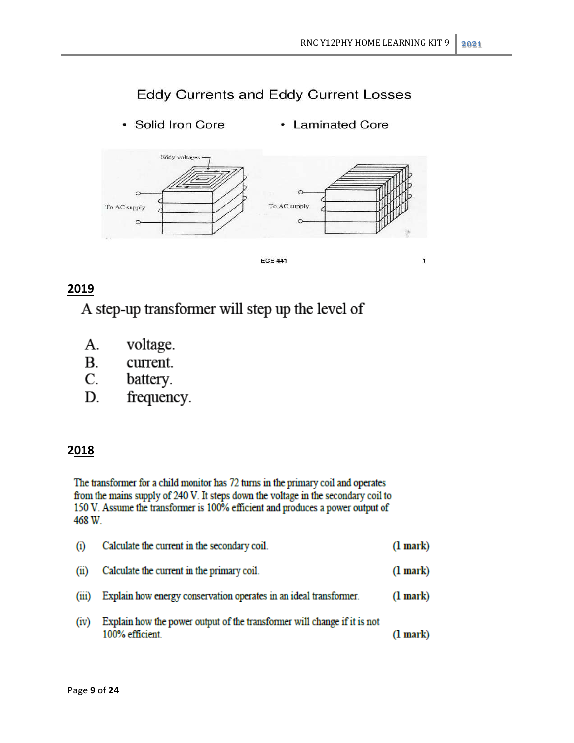Eddy Currents and Eddy Current Losses

- Solid Iron Core
- Laminated Core

Eddy voltages

To AC supply

To AC supply

ECE 441

## 2019

A step-up transformer will step up the level of

A. voltage.
B. current.
C. battery.
D. frequency.

## 2018

The transformer for a child monitor has 72 turns in the primary coil and operates from the mains supply of 240 V. It steps down the voltage in the secondary coil to 150 V. Assume the transformer is 100% efficient and produces a power output of 468 W.

(i) Calculate the current in the secondary coil. **(1 mark)**

(ii) Calculate the current in the primary coil. **(1 mark)**

(iii) Explain how energy conservation operates in an ideal transformer. **(1 mark)**

(iv) Explain how the power output of the transformer will change if it is not 100% efficient. **(1 mark)**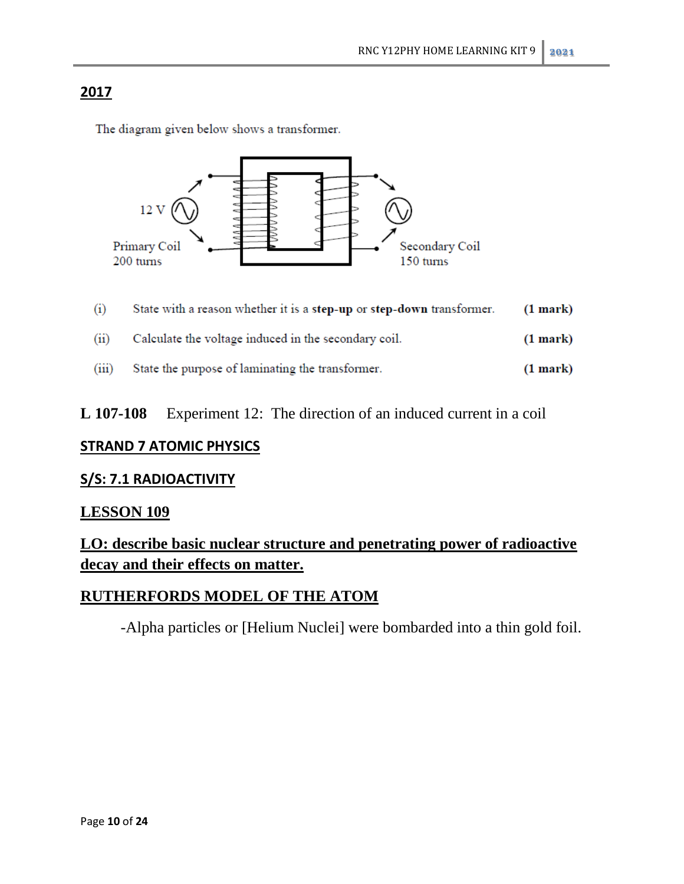## 2017

The diagram given below shows a transformer.

12 V

Primary Coil
200 turns

Secondary Coil
150 turns

(i) State with a reason whether it is a **step-up** or **step-down** transformer. **(1 mark)**

(ii) Calculate the voltage induced in the secondary coil. **(1 mark)**

(iii) State the purpose of laminating the transformer. **(1 mark)**

**L 107-108** Experiment 12: The direction of an induced current in a coil

## STRAND 7 ATOMIC PHYSICS

## S/S: 7.1 RADIOACTIVITY

## LESSON 109

## LO: describe basic nuclear structure and penetrating power of radioactive decay and their effects on matter.

## RUTHERFORDS MODEL OF THE ATOM

-Alpha particles or [Helium Nuclei] were bombarded into a thin gold foil.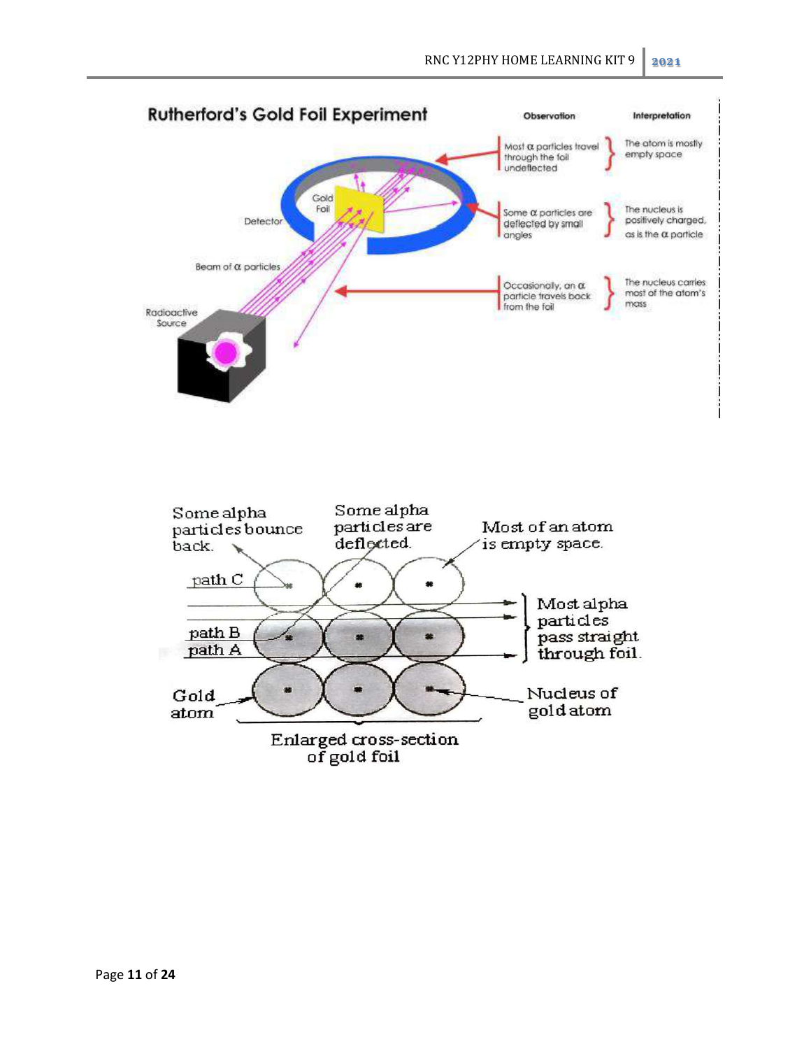## Rutherford's Gold Foil Experiment

Radioactive Source

Beam of α particles

Detector

Gold Foil

| Observation | Interpretation |
| --- | --- |
| Most α particles travel through the foil undeflected | The atom is mostly empty space |
| Some α particles are deflected by small angles | The nucleus is positively charged, as is the α particle |
| Occasionally, an α particle travels back from the foil | The nucleus carries most of the atom's mass |

Some alpha particles bounce back.

Some alpha particles are deflected.

Most of an atom is empty space.

path C

path B

path A

Most alpha particles pass straight through foil.

Gold atom

Nucleus of gold atom

Enlarged cross-section of gold foil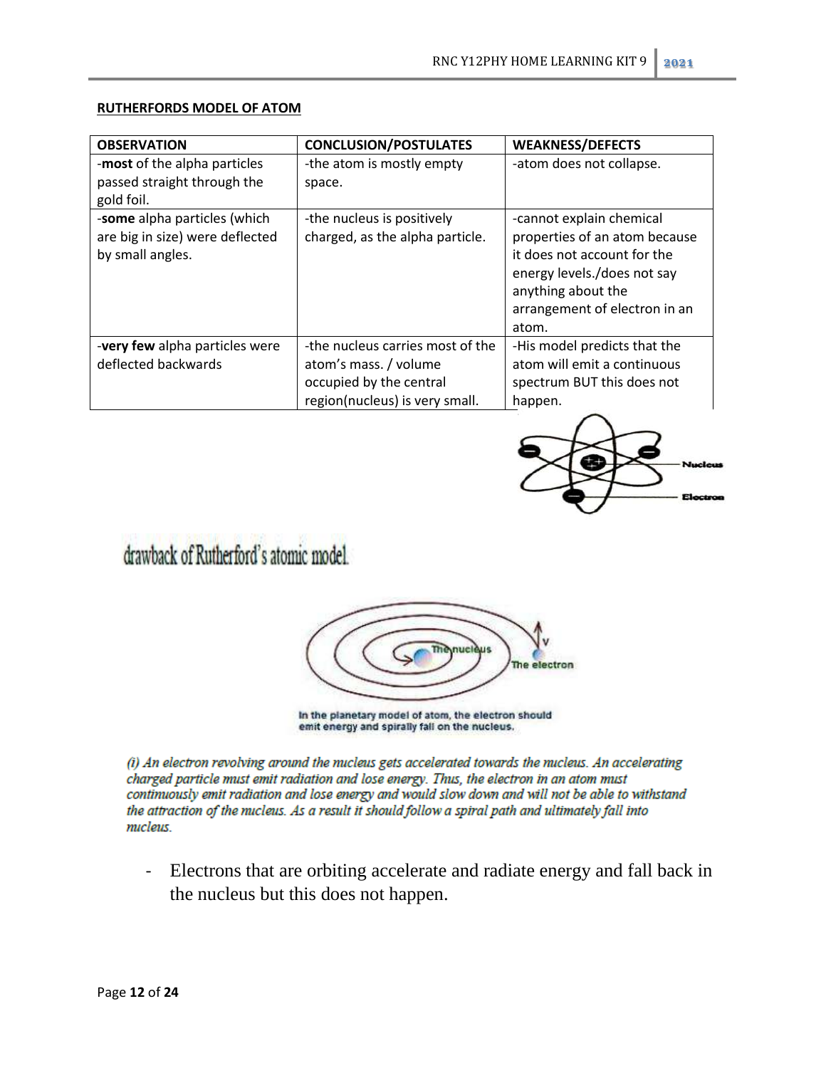**RUTHERFORDS MODEL OF ATOM**

| OBSERVATION | CONCLUSION/POSTULATES | WEAKNESS/DEFECTS |
|---|---|---|
| -**most** of the alpha particles passed straight through the gold foil. | -the atom is mostly empty space. | -atom does not collapse. |
| -**some** alpha particles (which are big in size) were deflected by small angles. | -the nucleus is positively charged, as the alpha particle. | -cannot explain chemical properties of an atom because it does not account for the energy levels./does not say anything about the arrangement of electron in an atom. |
| -**very few** alpha particles were deflected backwards | -the nucleus carries most of the atom's mass. / volume occupied by the central region(nucleus) is very small. | -His model predicts that the atom will emit a continuous spectrum BUT this does not happen. |

drawback of Rutherford's atomic model.

In the planetary model of atom, the electron should emit energy and spirally fall on the nucleus.

*(i) An electron revolving around the nucleus gets accelerated towards the nucleus. An accelerating charged particle must emit radiation and lose energy. Thus, the electron in an atom must continuously emit radiation and lose energy and would slow down and will not be able to withstand the attraction of the nucleus. As a result it should follow a spiral path and ultimately fall into nucleus.*

- Electrons that are orbiting accelerate and radiate energy and fall back in the nucleus but this does not happen.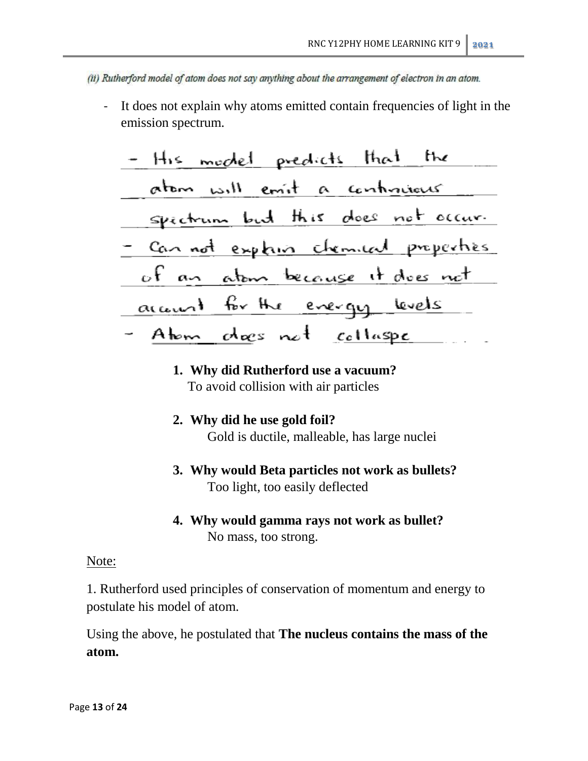*(ii) Rutherford model of atom does not say anything about the arrangement of electron in an atom.*

- It does not explain why atoms emitted contain frequencies of light in the emission spectrum.
- His model predicts that the atom will emit a continuous spectrum but this does not occur.
- Can not explain chemical properties of an atom because it does not account for the energy levels
- Atom does not collaspe

1. **Why did Rutherford use a vacuum?**
   To avoid collision with air particles

2. **Why did he use gold foil?**
   Gold is ductile, malleable, has large nuclei

3. **Why would Beta particles not work as bullets?**
   Too light, too easily deflected

4. **Why would gamma rays not work as bullet?**
   No mass, too strong.

<u>Note:</u>

1. Rutherford used principles of conservation of momentum and energy to postulate his model of atom.

Using the above, he postulated that **The nucleus contains the mass of the atom.**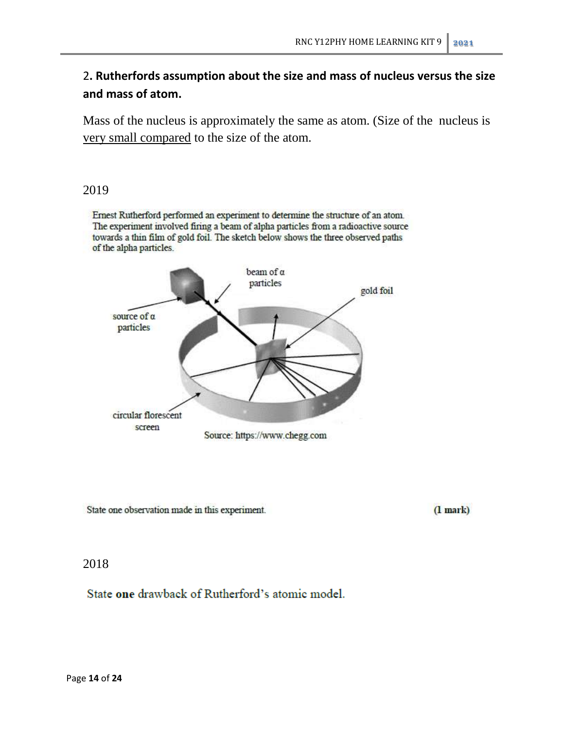## 2. Rutherfords assumption about the size and mass of nucleus versus the size and mass of atom.

Mass of the nucleus is approximately the same as atom. (Size of the nucleus is <u>very small compared</u> to the size of the atom.

2019

Ernest Rutherford performed an experiment to determine the structure of an atom. The experiment involved firing a beam of alpha particles from a radioactive source towards a thin film of gold foil. The sketch below shows the three observed paths of the alpha particles.

source of α particles

beam of α particles

gold foil

circular florescent screen

Source: https://www.chegg.com

State one observation made in this experiment. **(1 mark)**

2018

State **one** drawback of Rutherford's atomic model.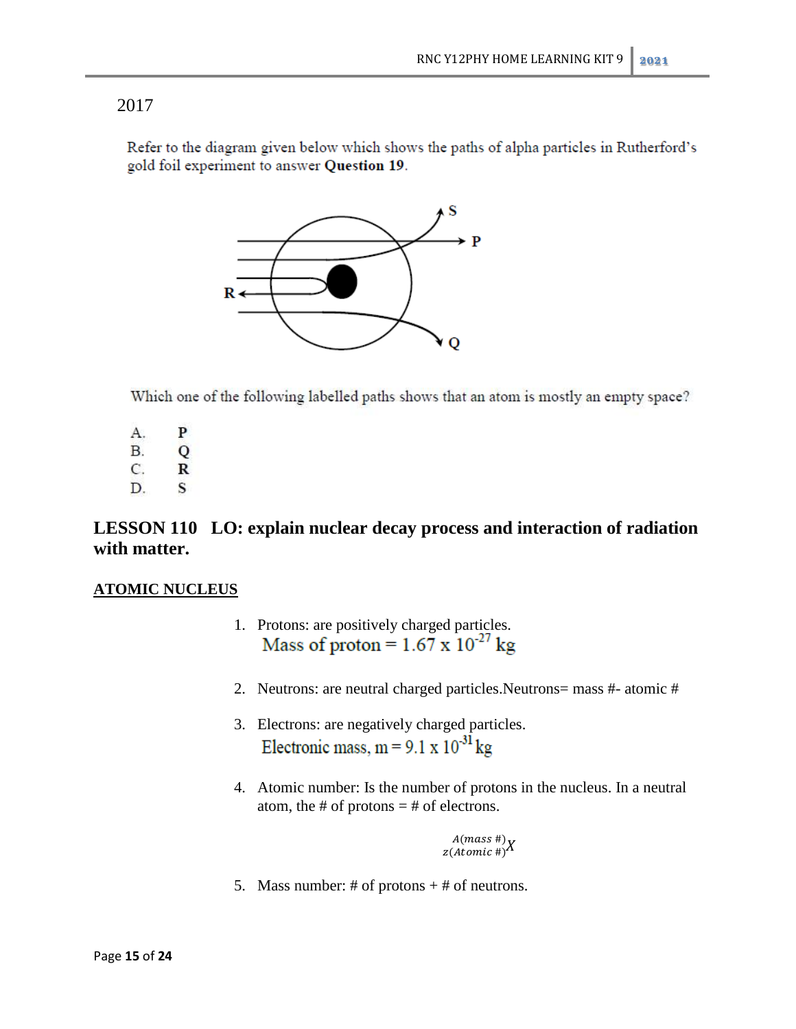2017

Refer to the diagram given below which shows the paths of alpha particles in Rutherford's gold foil experiment to answer **Question 19**.

Which one of the following labelled paths shows that an atom is mostly an empty space?

A. **P**
B. **Q**
C. **R**
D. **S**

## LESSON 110 LO: explain nuclear decay process and interaction of radiation with matter.

### ATOMIC NUCLEUS

1. Protons: are positively charged particles.
   Mass of proton = $1.67 \times 10^{-27}$ kg

2. Neutrons: are neutral charged particles.Neutrons= mass #- atomic #

3. Electrons: are negatively charged particles.
   Electronic mass, m = $9.1 \times 10^{-31}$ kg

4. Atomic number: Is the number of protons in the nucleus. In a neutral atom, the # of protons = # of electrons.

$$_{z(Atomic\ \#)}^{A(mass\ \#)}X$$

5. Mass number: # of protons + # of neutrons.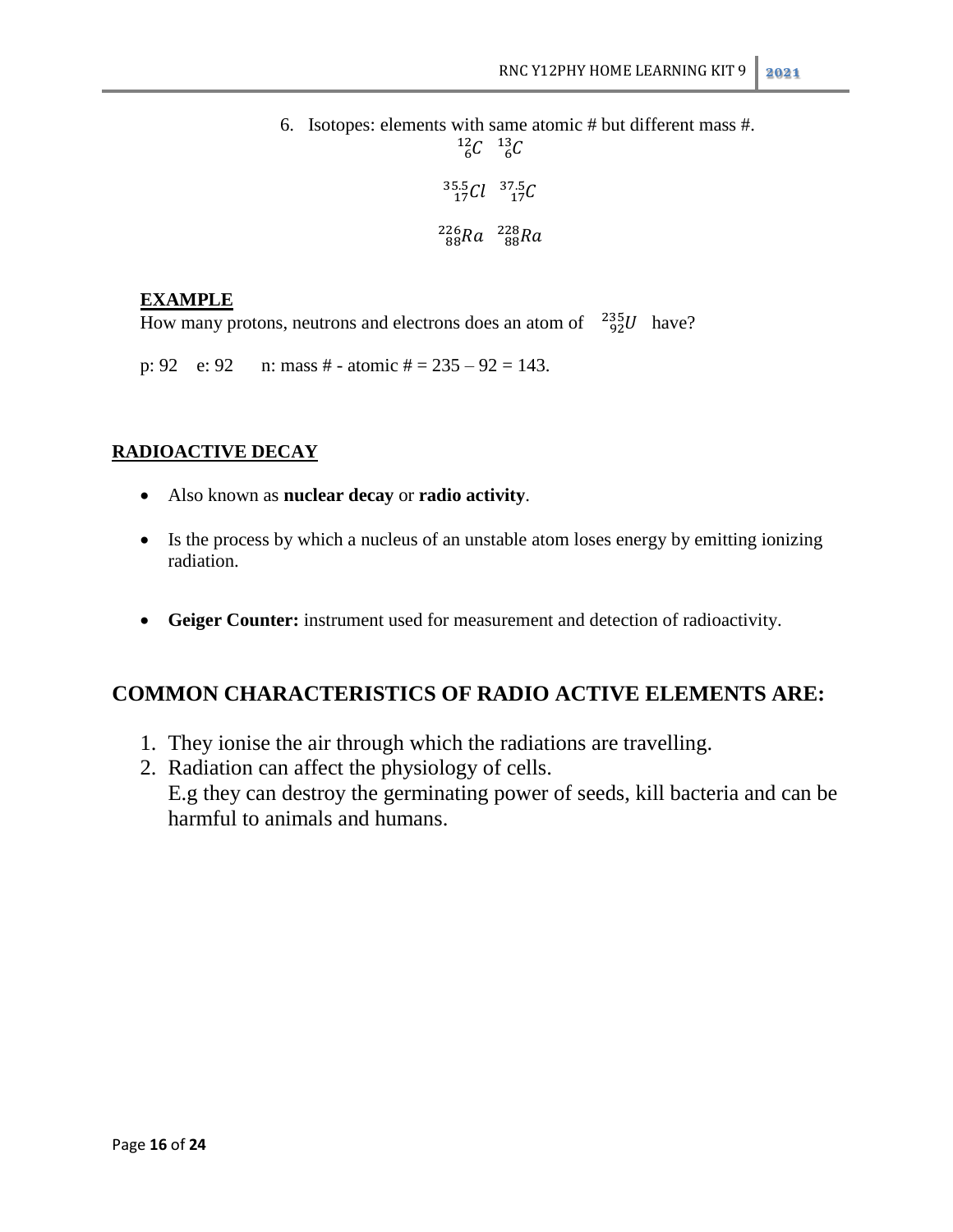6. Isotopes: elements with same atomic # but different mass #.

$$^{12}_{6}C \quad ^{13}_{6}C$$

$$^{35.5}_{17}Cl \quad ^{37.5}_{17}C$$

$$^{226}_{88}Ra \quad ^{228}_{88}Ra$$

**EXAMPLE**

How many protons, neutrons and electrons does an atom of $^{235}_{92}U$ have?

p: 92 e: 92 n: mass # - atomic # = 235 – 92 = 143.

## RADIOACTIVE DECAY

- Also known as **nuclear decay** or **radio activity**.
- Is the process by which a nucleus of an unstable atom loses energy by emitting ionizing radiation.
- **Geiger Counter:** instrument used for measurement and detection of radioactivity.

## COMMON CHARACTERISTICS OF RADIO ACTIVE ELEMENTS ARE:

1. They ionise the air through which the radiations are travelling.
2. Radiation can affect the physiology of cells.
   E.g they can destroy the germinating power of seeds, kill bacteria and can be harmful to animals and humans.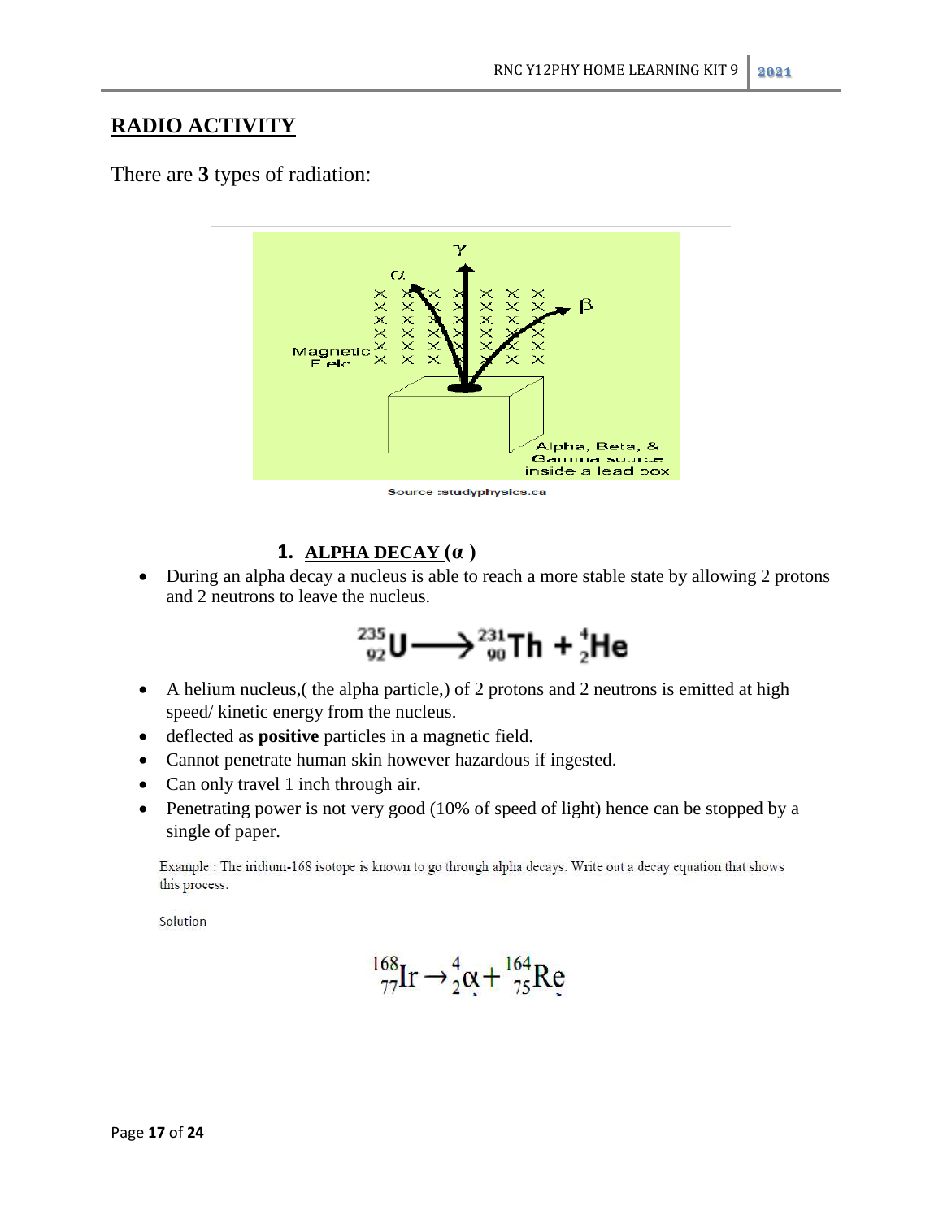## RADIO ACTIVITY

There are **3** types of radiation:

Source :studyphysics.ca

### 1. ALPHA DECAY (α )

- During an alpha decay a nucleus is able to reach a more stable state by allowing 2 protons and 2 neutrons to leave the nucleus.

$$^{235}_{92}U \longrightarrow ^{231}_{90}Th + ^{4}_{2}He$$

- A helium nucleus,( the alpha particle,) of 2 protons and 2 neutrons is emitted at high speed/ kinetic energy from the nucleus.
- deflected as **positive** particles in a magnetic field.
- Cannot penetrate human skin however hazardous if ingested.
- Can only travel 1 inch through air.
- Penetrating power is not very good (10% of speed of light) hence can be stopped by a single of paper.

Example : The iridium-168 isotope is known to go through alpha decays. Write out a decay equation that shows this process.

Solution

$$^{168}_{77}Ir \rightarrow ^{4}_{2}\alpha + ^{164}_{75}Re$$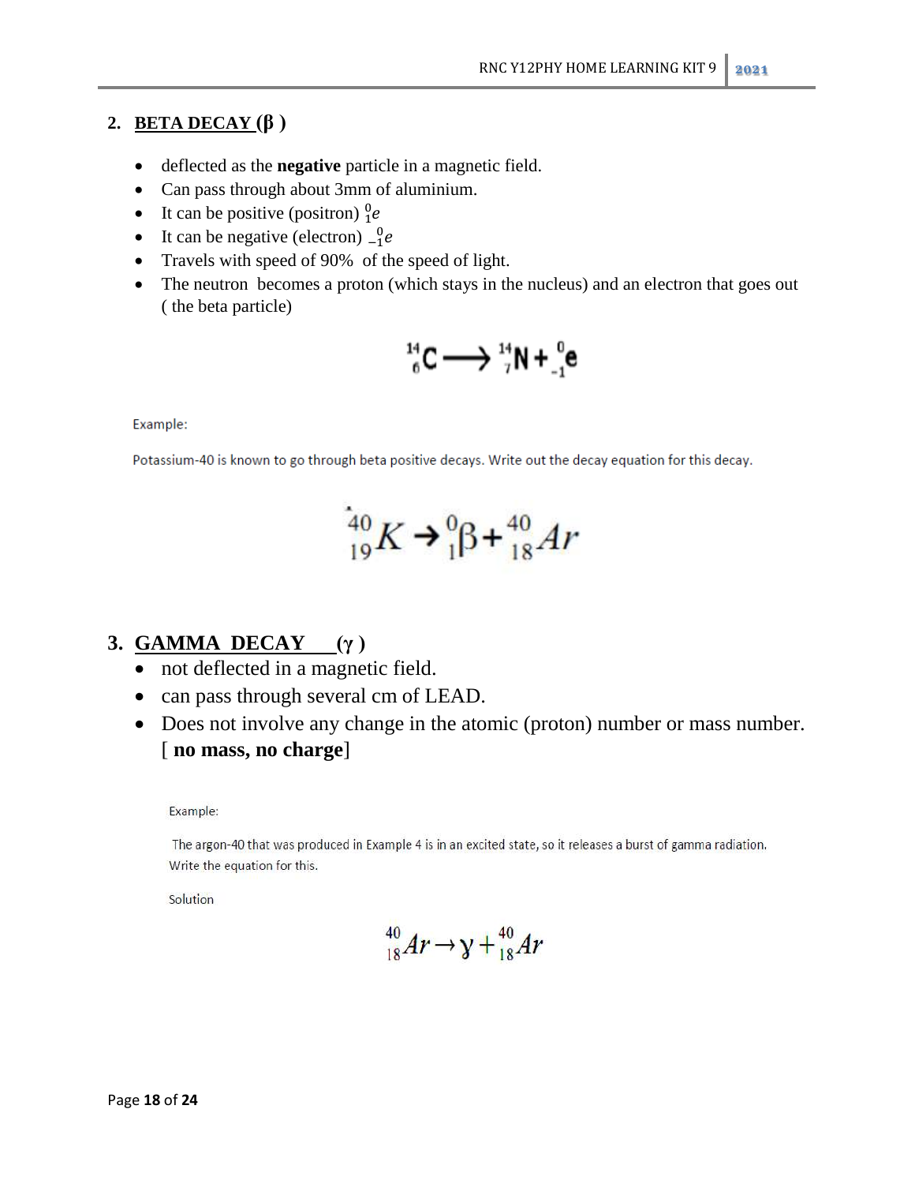## 2. BETA DECAY (β )

- deflected as the **negative** particle in a magnetic field.
- Can pass through about 3mm of aluminium.
- It can be positive (positron) ${}^{0}_{1}e$
- It can be negative (electron) ${}^{0}_{-1}e$
- Travels with speed of 90%  of the speed of light.
- The neutron  becomes a proton (which stays in the nucleus) and an electron that goes out ( the beta particle)

$$
{}^{14}_{6}\mathrm{C} \longrightarrow {}^{14}_{7}\mathrm{N} + {}^{0}_{-1}\mathrm{e}
$$

Example:

Potassium-40 is known to go through beta positive decays. Write out the decay equation for this decay.

$$
{}^{40}_{19}K \rightarrow {}^{0}_{1}\beta + {}^{40}_{18}Ar
$$

## 3. GAMMA DECAY (γ )

- not deflected in a magnetic field.
- can pass through several cm of LEAD.
- Does not involve any change in the atomic (proton) number or mass number. [ **no mass, no charge**]

Example:

The argon-40 that was produced in Example 4 is in an excited state, so it releases a burst of gamma radiation. Write the equation for this.

Solution

$$
{}^{40}_{18}Ar \rightarrow \gamma + {}^{40}_{18}Ar
$$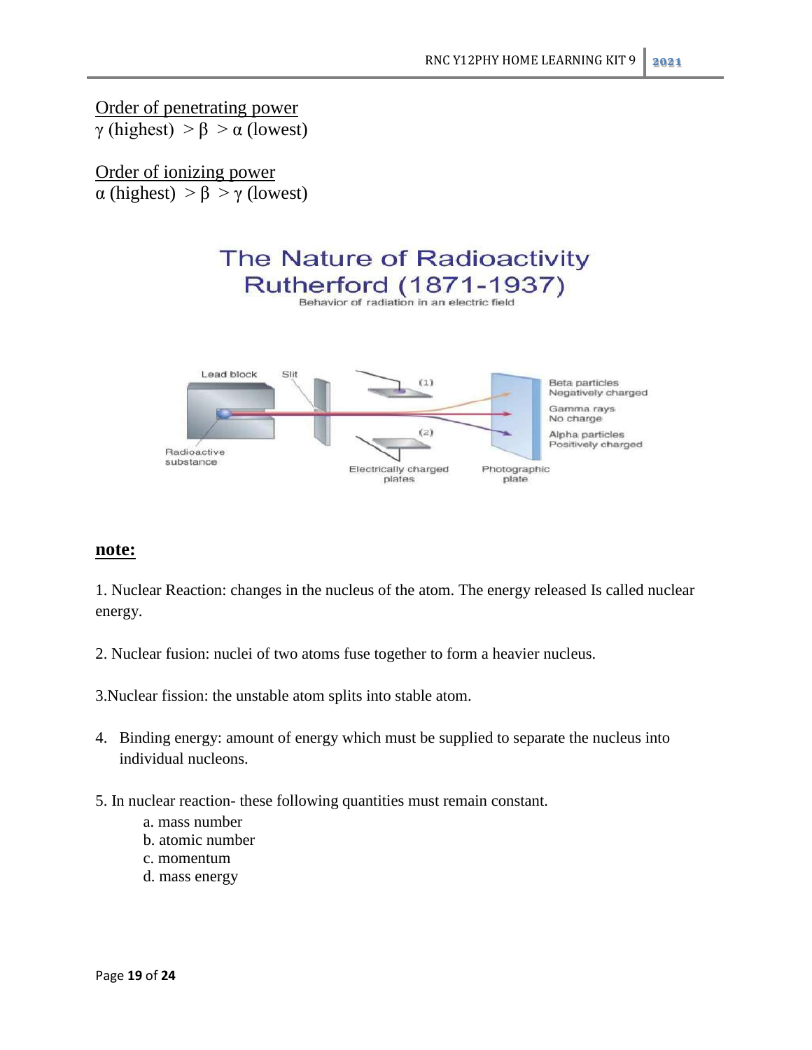<u>Order of penetrating power</u>
γ (highest) > β > α (lowest)

<u>Order of ionizing power</u>
α (highest) > β > γ (lowest)

## The Nature of Radioactivity
## Rutherford (1871-1937)

Behavior of radiation in an electric field

Lead block | Slit | (1) | (2) | Radioactive substance | Electrically charged plates | Photographic plate | Beta particles Negatively charged | Gamma rays No charge | Alpha particles Positively charged

**<u>note:</u>**

1. Nuclear Reaction: changes in the nucleus of the atom. The energy released Is called nuclear energy.

2. Nuclear fusion: nuclei of two atoms fuse together to form a heavier nucleus.

3. Nuclear fission: the unstable atom splits into stable atom.

4. Binding energy: amount of energy which must be supplied to separate the nucleus into individual nucleons.

5. In nuclear reaction- these following quantities must remain constant.
   a. mass number
   b. atomic number
   c. momentum
   d. mass energy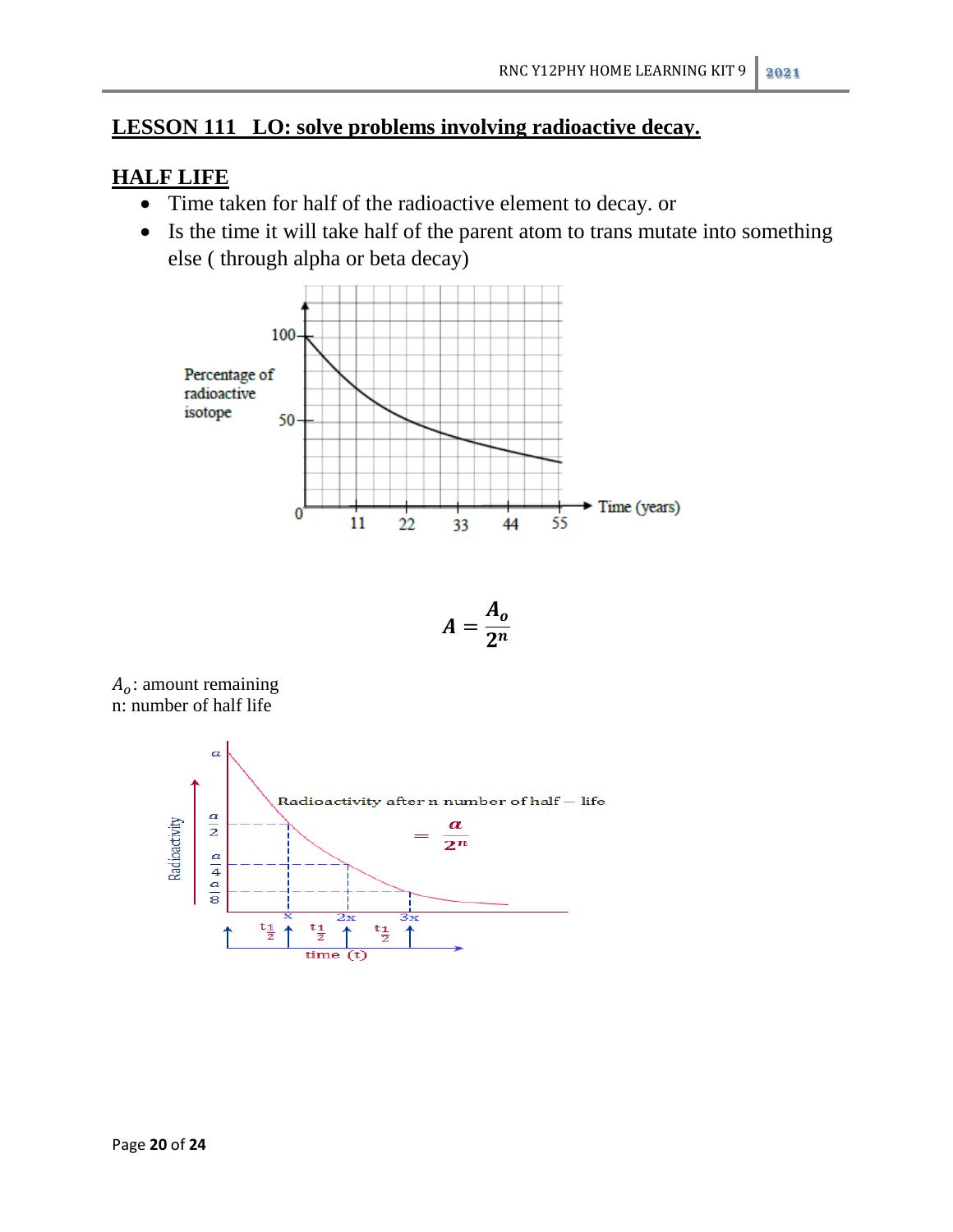## LESSON 111 LO: solve problems involving radioactive decay.

## HALF LIFE

- Time taken for half of the radioactive element to decay. or
- Is the time it will take half of the parent atom to trans mutate into something else ( through alpha or beta decay)

$$A = \frac{A_o}{2^n}$$

$A_o$: amount remaining
n: number of half life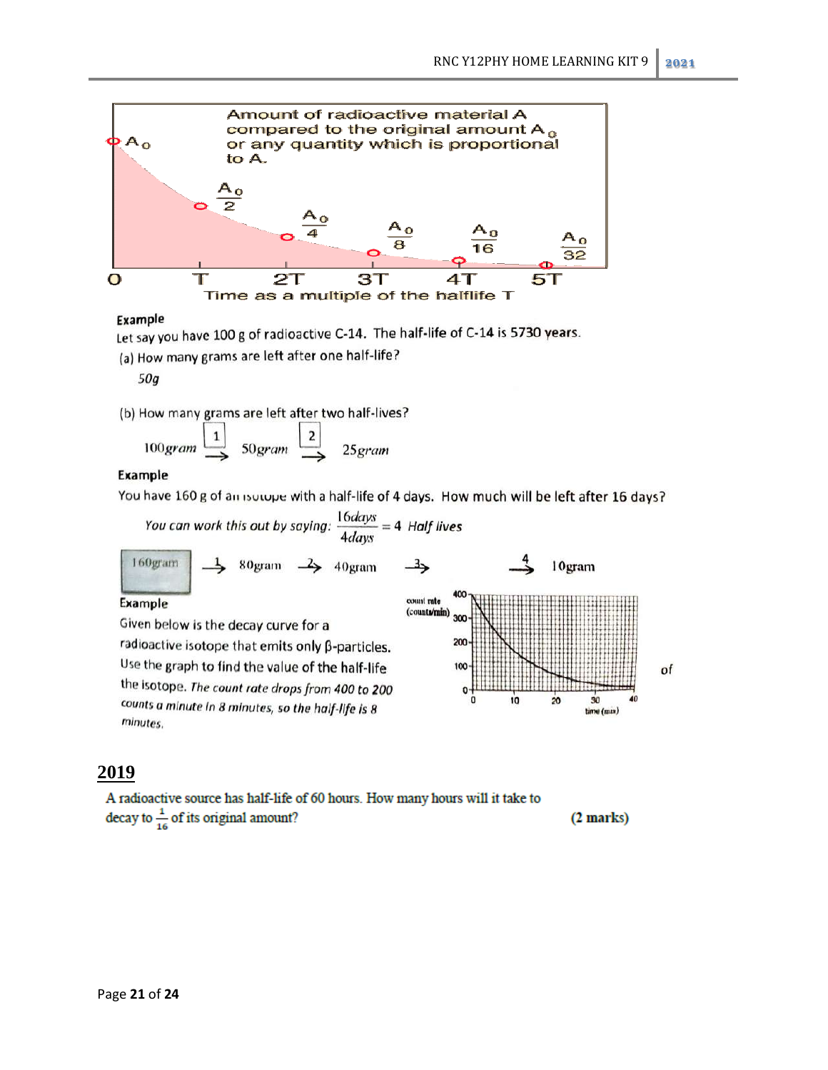Amount of radioactive material A compared to the original amount $A_0$ or any quantity which is proportional to A.

$A_0$, $\frac{A_0}{2}$, $\frac{A_0}{4}$, $\frac{A_0}{8}$, $\frac{A_0}{16}$, $\frac{A_0}{32}$

0, T, 2T, 3T, 4T, 5T

Time as a multiple of the halflife T

**Example**

Let say you have 100 g of radioactive C-14. The half-life of C-14 is 5730 years.

(a) How many grams are left after one half-life?

*50g*

(b) How many grams are left after two half-lives?

$$100\,gram \xrightarrow{1} 50\,gram \xrightarrow{2} 25\,gram$$

**Example**

You have 160 g of an isotope with a half-life of 4 days. How much will be left after 16 days?

*You can work this out by saying:* $\frac{16days}{4days} = 4$ *Half lives*

$$160gram \xrightarrow{1} 80gram \xrightarrow{2} 40gram \xrightarrow{3} \quad \xrightarrow{4} 10gram$$

**Example**

Given below is the decay curve for a radioactive isotope that emits only β-particles. Use the graph to find the value of the half-life of the isotope. *The count rate drops from 400 to 200 counts a minute in 8 minutes, so the half-life is 8 minutes.*

count rate (counts/min): 0, 100, 200, 300, 400

time (min): 0, 10, 20, 30, 40

of

## 2019

A radioactive source has half-life of 60 hours. How many hours will it take to decay to $\frac{1}{16}$ of its original amount? **(2 marks)**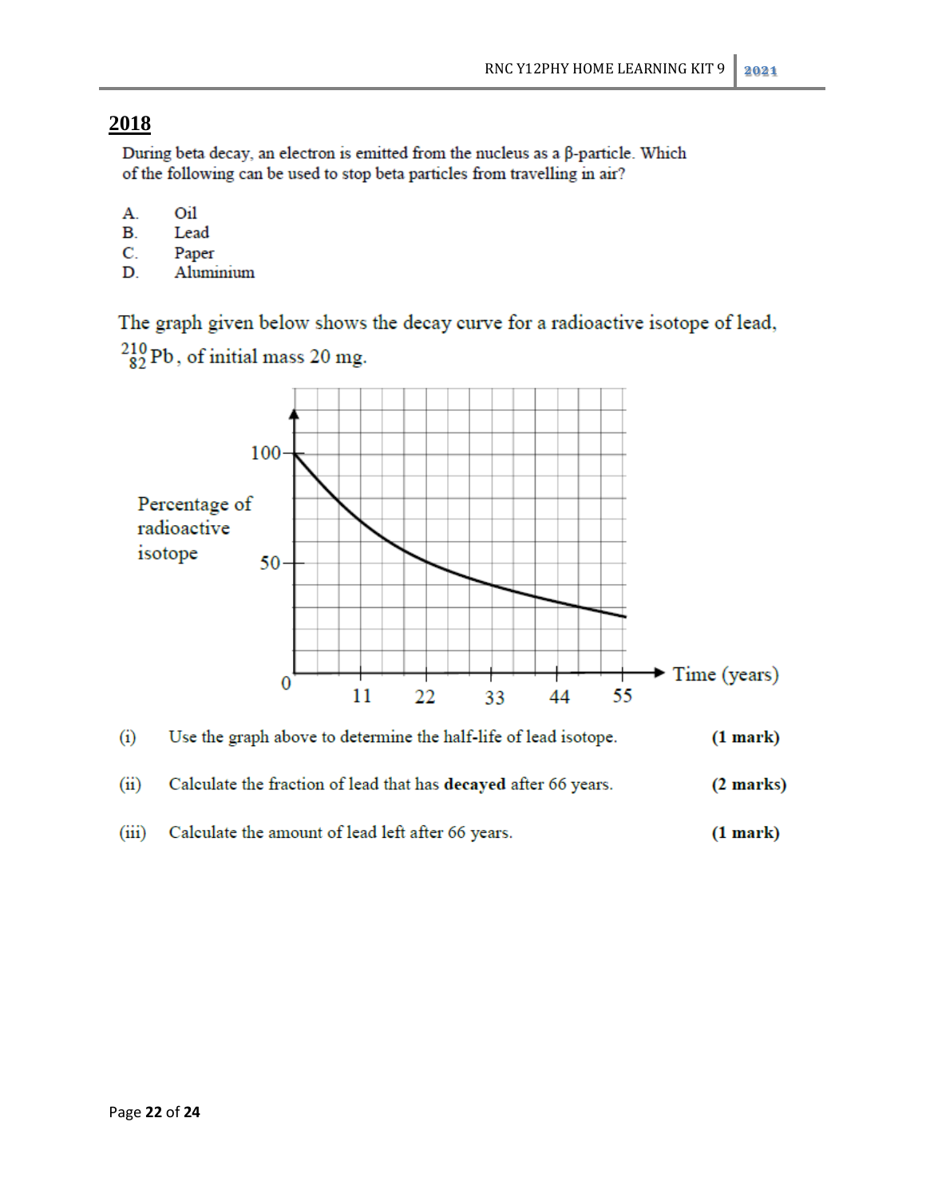## 2018

During beta decay, an electron is emitted from the nucleus as a β-particle. Which of the following can be used to stop beta particles from travelling in air?

A. Oil
B. Lead
C. Paper
D. Aluminium

The graph given below shows the decay curve for a radioactive isotope of lead, $^{210}_{82}Pb$, of initial mass 20 mg.

(i) Use the graph above to determine the half-life of lead isotope. **(1 mark)**

(ii) Calculate the fraction of lead that has **decayed** after 66 years. **(2 marks)**

(iii) Calculate the amount of lead left after 66 years. **(1 mark)**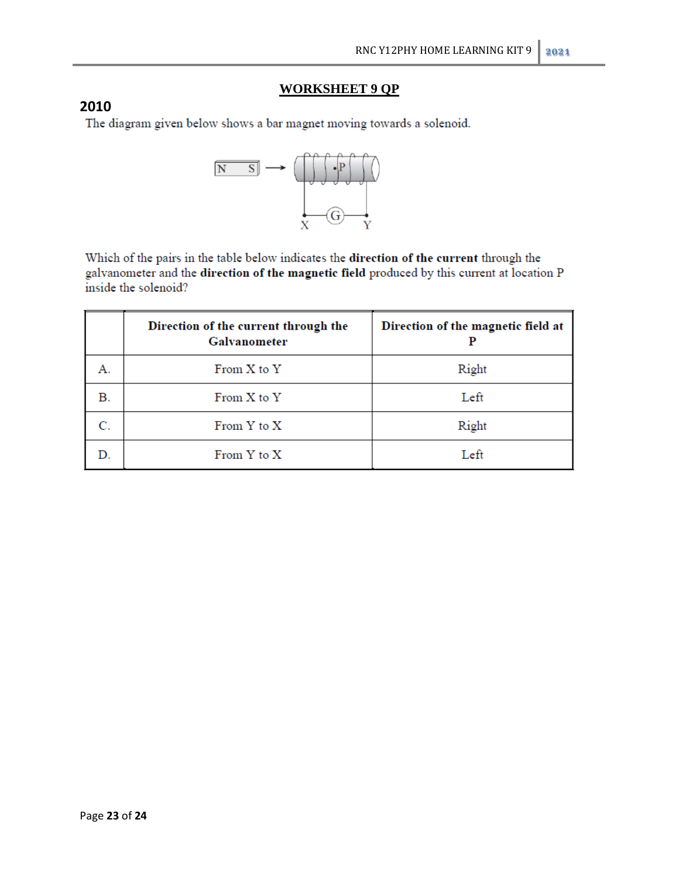## WORKSHEET 9 QP

### 2010

The diagram given below shows a bar magnet moving towards a solenoid.

Which of the pairs in the table below indicates the **direction of the current** through the galvanometer and the **direction of the magnetic field** produced by this current at location P inside the solenoid?

| | Direction of the current through the Galvanometer | Direction of the magnetic field at P |
|---|---|---|
| A. | From X to Y | Right |
| B. | From X to Y | Left |
| C. | From Y to X | Right |
| D. | From Y to X | Left |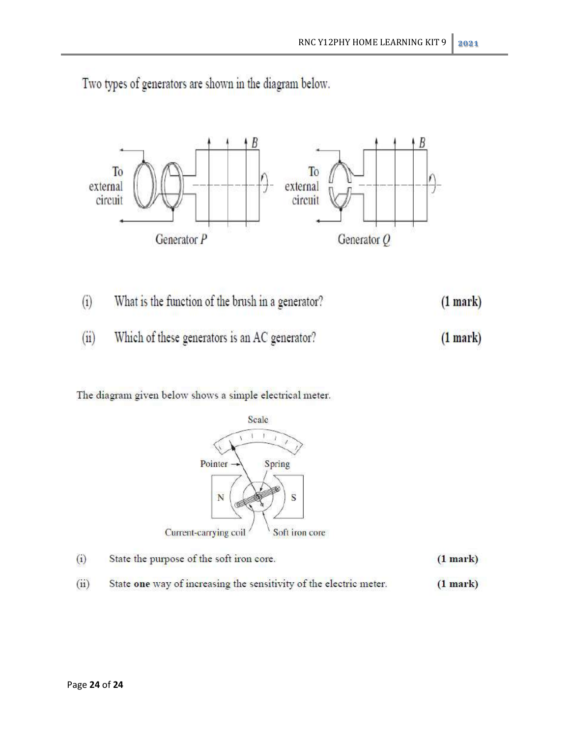Two types of generators are shown in the diagram below.

To external circuit

B

Generator $P$

To external circuit

B

Generator $Q$

(i) What is the function of the brush in a generator? **(1 mark)**

(ii) Which of these generators is an AC generator? **(1 mark)**

The diagram given below shows a simple electrical meter.

Scale

Pointer

Spring

N

S

Current-carrying coil

Soft iron core

(i) State the purpose of the soft iron core. **(1 mark)**

(ii) State **one** way of increasing the sensitivity of the electric meter. **(1 mark)**